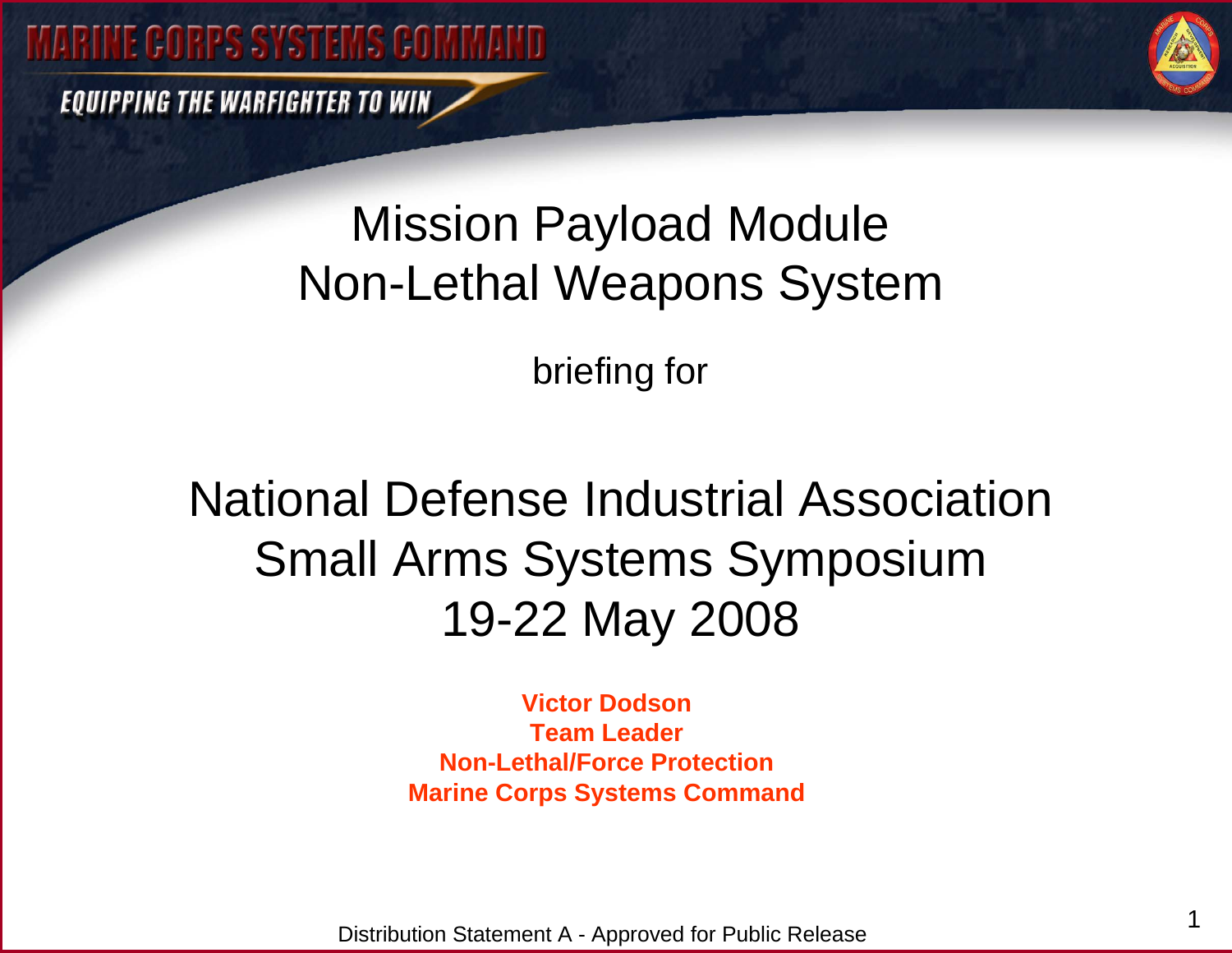MARINE CORPS SYSTEMS COMMAND

*EQUIPPING THE WARFIGHTER TO WIN*

# Mission Payload Module Non-Lethal Weapons System

briefing for

## National Defense Industrial Association Small Arms Systems Symposium 19-22 May 2008

**Victor Dodson**
**Team Leader**
**Non-Lethal/Force Protection**
**Marine Corps Systems Command**

Distribution Statement A - Approved for Public Release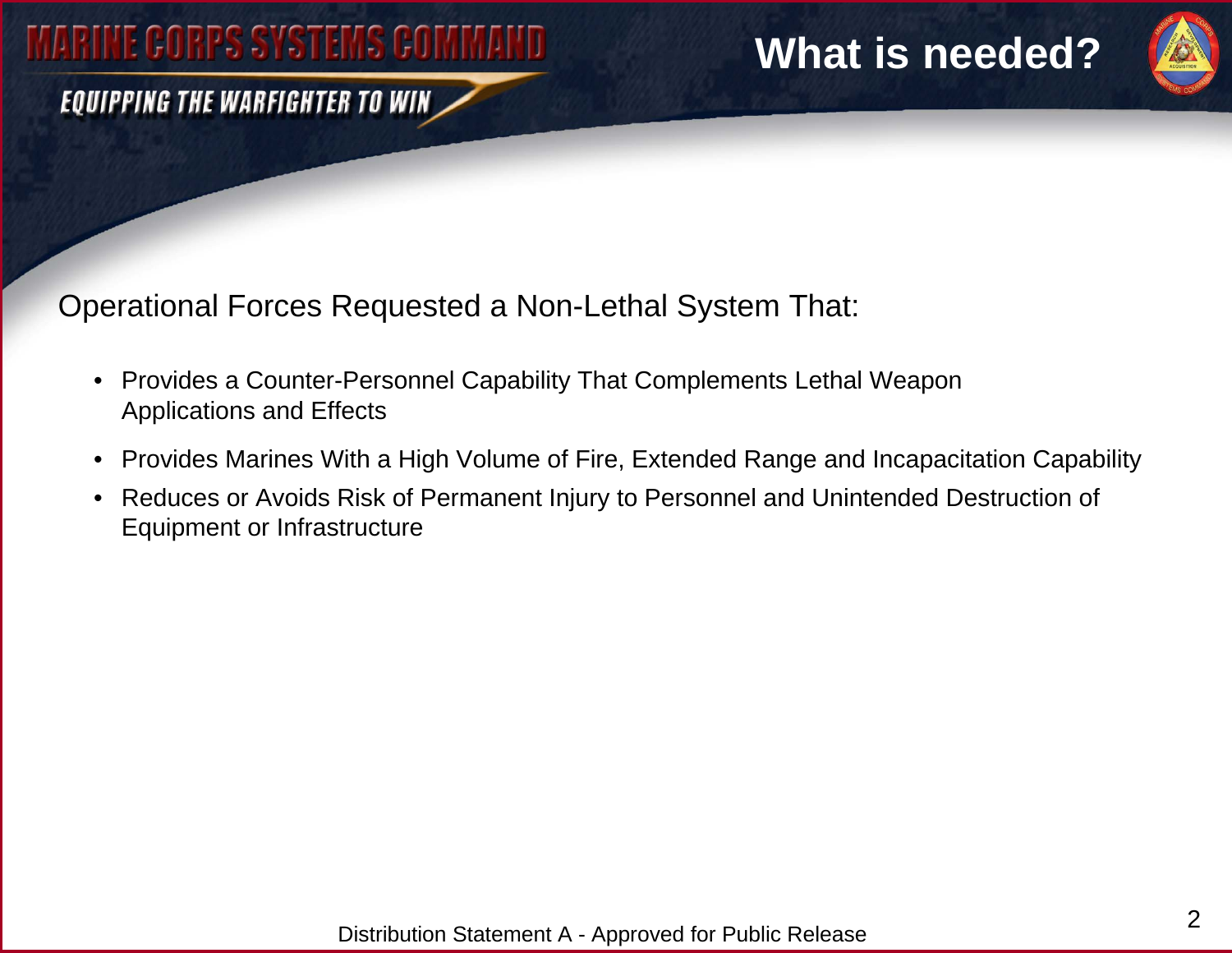# What is needed?

Operational Forces Requested a Non-Lethal System That:

- Provides a Counter-Personnel Capability That Complements Lethal Weapon Applications and Effects
- Provides Marines With a High Volume of Fire, Extended Range and Incapacitation Capability
- Reduces or Avoids Risk of Permanent Injury to Personnel and Unintended Destruction of Equipment or Infrastructure

Distribution Statement A - Approved for Public Release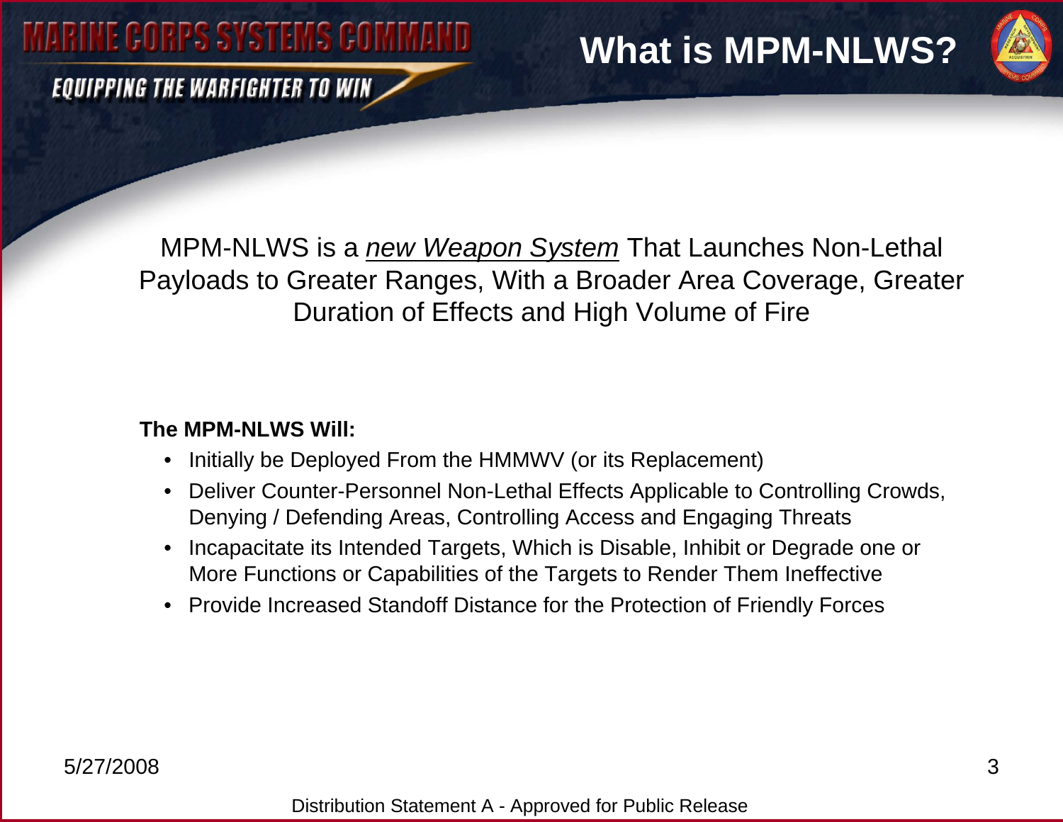# What is MPM-NLWS?

MPM-NLWS is a *new Weapon System* That Launches Non-Lethal Payloads to Greater Ranges, With a Broader Area Coverage, Greater Duration of Effects and High Volume of Fire

**The MPM-NLWS Will:**

- Initially be Deployed From the HMMWV (or its Replacement)
- Deliver Counter-Personnel Non-Lethal Effects Applicable to Controlling Crowds, Denying / Defending Areas, Controlling Access and Engaging Threats
- Incapacitate its Intended Targets, Which is Disable, Inhibit or Degrade one or More Functions or Capabilities of the Targets to Render Them Ineffective
- Provide Increased Standoff Distance for the Protection of Friendly Forces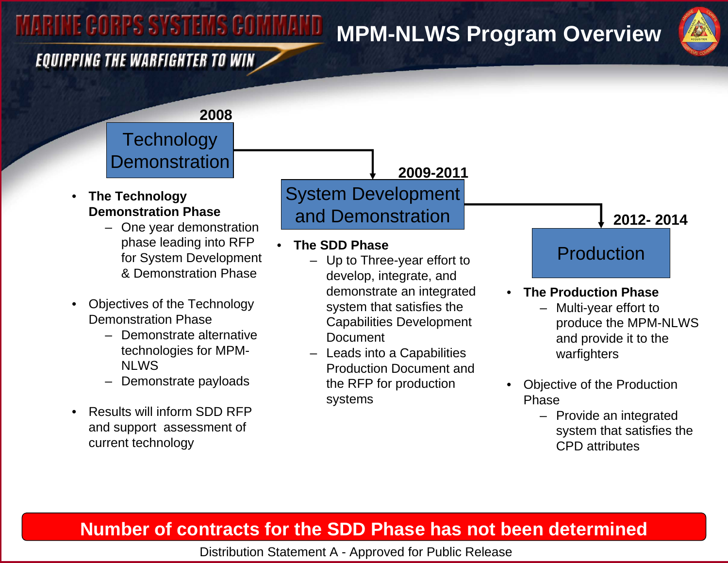# MPM-NLWS Program Overview

## 2008 — Technology Demonstration

- **The Technology Demonstration Phase**
  - One year demonstration phase leading into RFP for System Development & Demonstration Phase
- Objectives of the Technology Demonstration Phase
  - Demonstrate alternative technologies for MPM-NLWS
  - Demonstrate payloads
- Results will inform SDD RFP and support assessment of current technology

## 2009-2011 — System Development and Demonstration

- **The SDD Phase**
  - Up to Three-year effort to develop, integrate, and demonstrate an integrated system that satisfies the Capabilities Development Document
  - Leads into a Capabilities Production Document and the RFP for production systems

## 2012- 2014 — Production

- **The Production Phase**
  - Multi-year effort to produce the MPM-NLWS and provide it to the warfighters
- Objective of the Production Phase
  - Provide an integrated system that satisfies the CPD attributes

**Number of contracts for the SDD Phase has not been determined**

Distribution Statement A - Approved for Public Release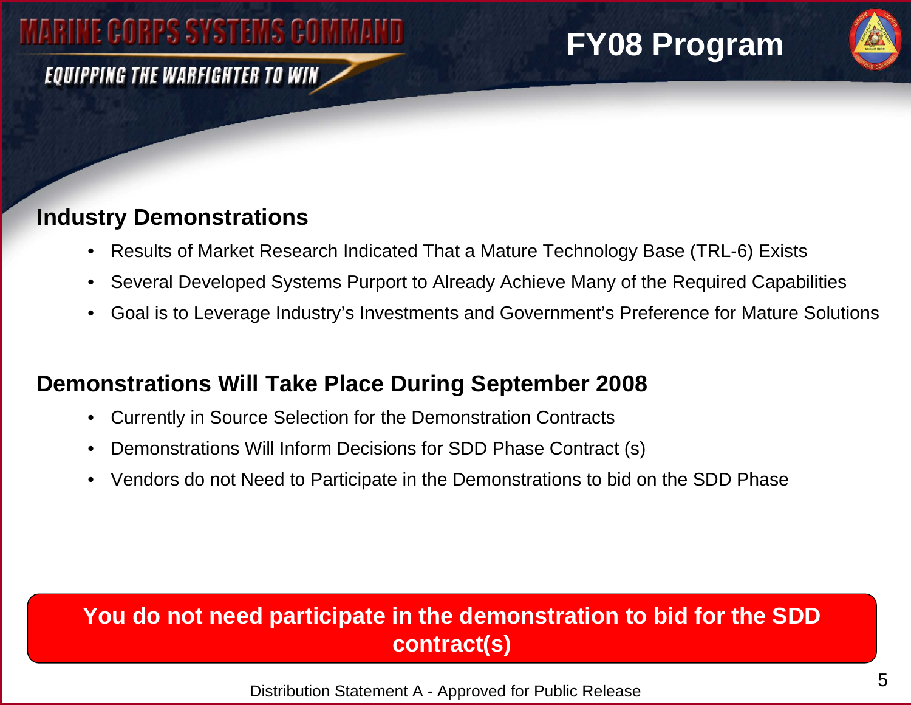# FY08 Program

## Industry Demonstrations

- Results of Market Research Indicated That a Mature Technology Base (TRL-6) Exists
- Several Developed Systems Purport to Already Achieve Many of the Required Capabilities
- Goal is to Leverage Industry's Investments and Government's Preference for Mature Solutions

## Demonstrations Will Take Place During September 2008

- Currently in Source Selection for the Demonstration Contracts
- Demonstrations Will Inform Decisions for SDD Phase Contract (s)
- Vendors do not Need to Participate in the Demonstrations to bid on the SDD Phase

**You do not need participate in the demonstration to bid for the SDD contract(s)**

Distribution Statement A - Approved for Public Release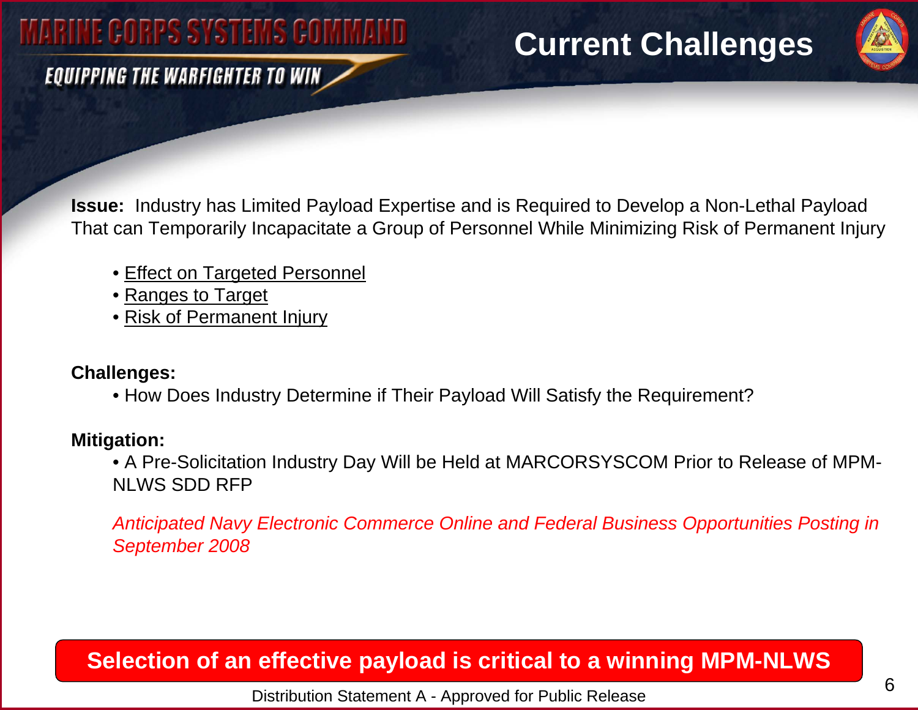# Current Challenges

**Issue:** Industry has Limited Payload Expertise and is Required to Develop a Non-Lethal Payload That can Temporarily Incapacitate a Group of Personnel While Minimizing Risk of Permanent Injury

- Effect on Targeted Personnel
- Ranges to Target
- Risk of Permanent Injury

**Challenges:**

- How Does Industry Determine if Their Payload Will Satisfy the Requirement?

**Mitigation:**

- A Pre-Solicitation Industry Day Will be Held at MARCORSYSCOM Prior to Release of MPM-NLWS SDD RFP

*Anticipated Navy Electronic Commerce Online and Federal Business Opportunities Posting in September 2008*

**Selection of an effective payload is critical to a winning MPM-NLWS**

Distribution Statement A - Approved for Public Release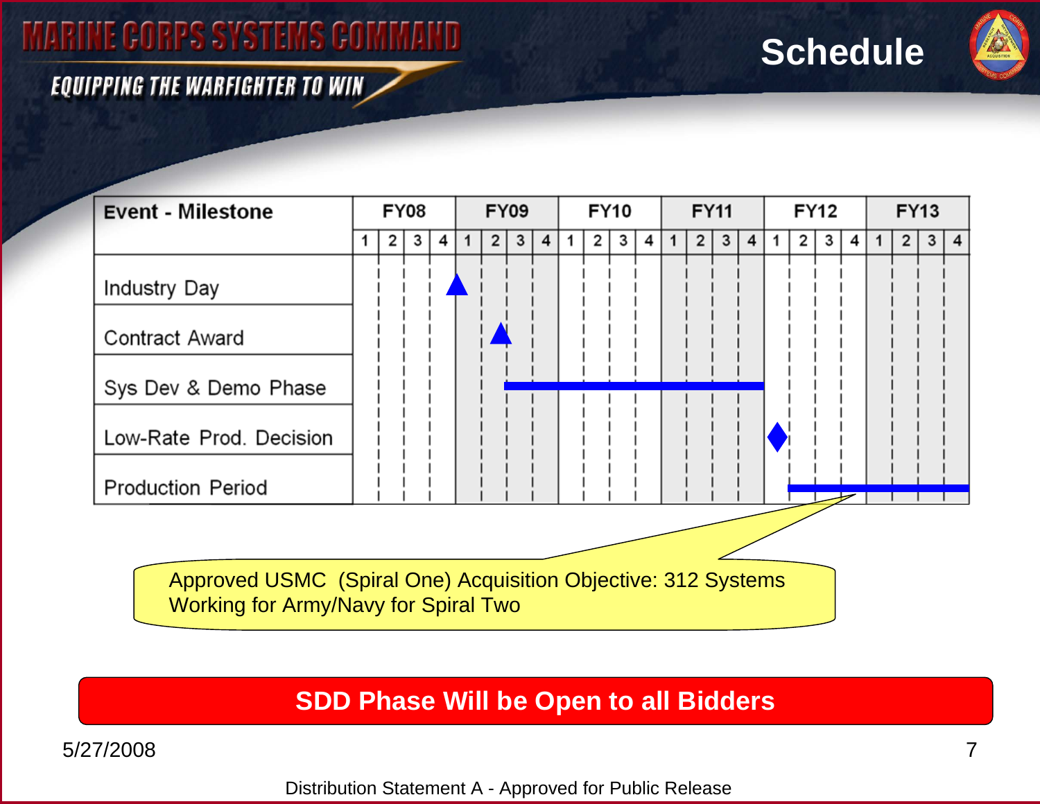# Schedule

| Event - Milestone | FY08 | | | | FY09 | | | | FY10 | | | | FY11 | | | | FY12 | | | | FY13 | | | |
|---|---|---|---|---|---|---|---|---|---|---|---|---|---|---|---|---|---|---|---|---|---|---|---|---|
| | 1 | 2 | 3 | 4 | 1 | 2 | 3 | 4 | 1 | 2 | 3 | 4 | 1 | 2 | 3 | 4 | 1 | 2 | 3 | 4 | 1 | 2 | 3 | 4 |
| Industry Day | | | | | ▲ | | | | | | | | | | | | | | | | | | | |
| Contract Award | | | | | | ▲ | | | | | | | | | | | | | | | | | | |
| Sys Dev & Demo Phase | | | | | | | ━ | ━ | ━ | ━ | ━ | ━ | ━ | ━ | ━ | ━ | | | | | | | | |
| Low-Rate Prod. Decision | | | | | | | | | | | | | | | | | ◆ | | | | | | | |
| Production Period | | | | | | | | | | | | | | | | | | ━ | ━ | ━ | ━ | ━ | ━ | ━ |

Approved USMC (Spiral One) Acquisition Objective: 312 Systems
Working for Army/Navy for Spiral Two

**SDD Phase Will be Open to all Bidders**

5/27/2008

Distribution Statement A - Approved for Public Release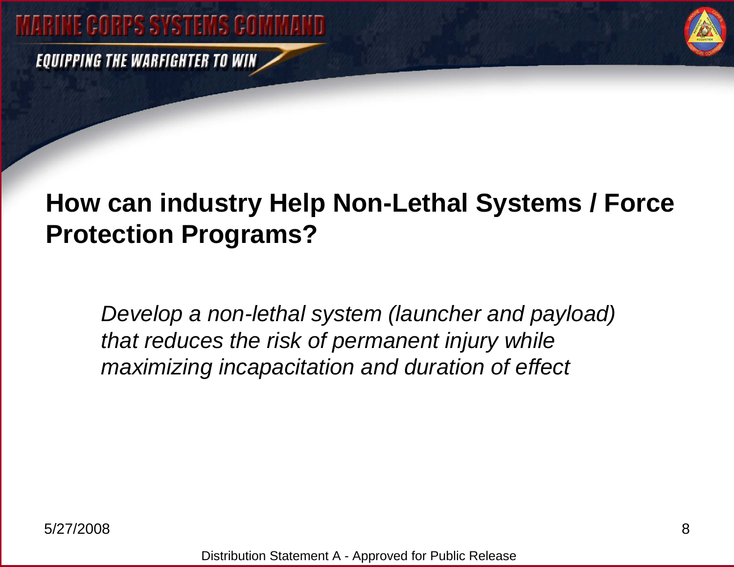# How can industry Help Non-Lethal Systems / Force Protection Programs?

*Develop a non-lethal system (launcher and payload) that reduces the risk of permanent injury while maximizing incapacitation and duration of effect*

5/27/2008

Distribution Statement A - Approved for Public Release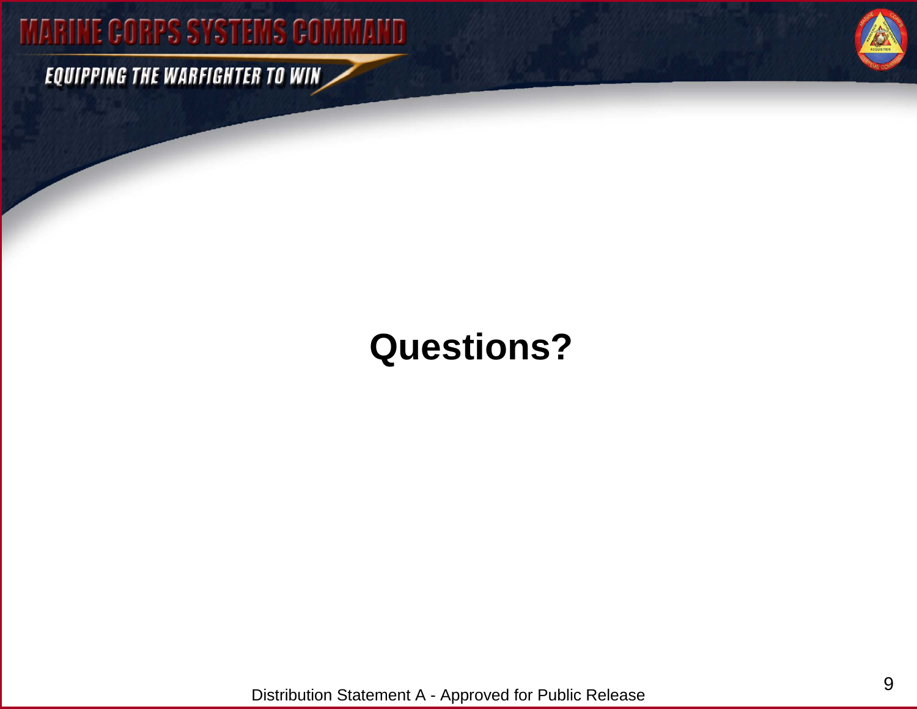# Questions?

Distribution Statement A - Approved for Public Release